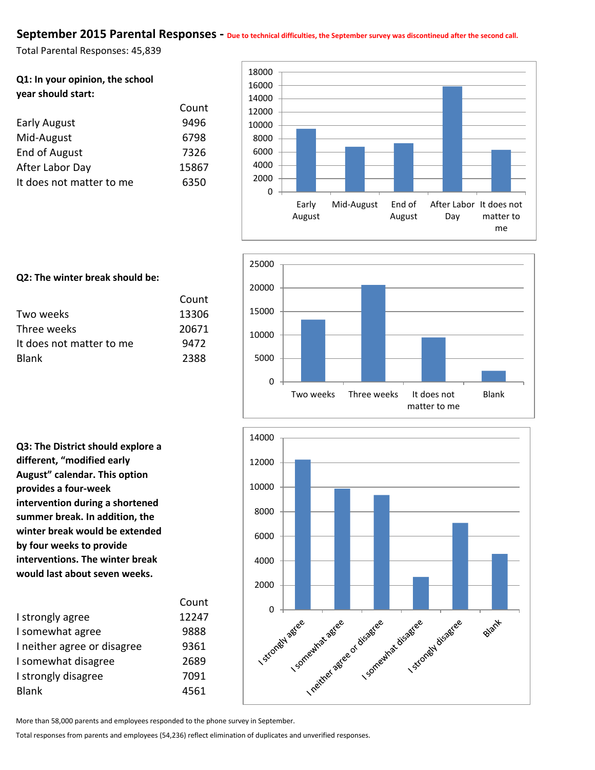## September 2015 Parental Responses - Due to technical difficulties, the September survey was discontineud after the second call.

Total Parental Responses: 45,839

**Q1: In your opinion, the school year should start:**

| | Count |
|---|---|
| Early August | 9496 |
| Mid-August | 6798 |
| End of August | 7326 |
| After Labor Day | 15867 |
| It does not matter to me | 6350 |

**Q2: The winter break should be:**

| | Count |
|---|---|
| Two weeks | 13306 |
| Three weeks | 20671 |
| It does not matter to me | 9472 |
| Blank | 2388 |

**Q3: The District should explore a different, "modified early August" calendar. This option provides a four-week intervention during a shortened summer break. In addition, the winter break would be extended by four weeks to provide interventions. The winter break would last about seven weeks.**

| | Count |
|---|---|
| I strongly agree | 12247 |
| I somewhat agree | 9888 |
| I neither agree or disagree | 9361 |
| I somewhat disagree | 2689 |
| I strongly disagree | 7091 |
| Blank | 4561 |

More than 58,000 parents and employees responded to the phone survey in September.

Total responses from parents and employees (54,236) reflect elimination of duplicates and unverified responses.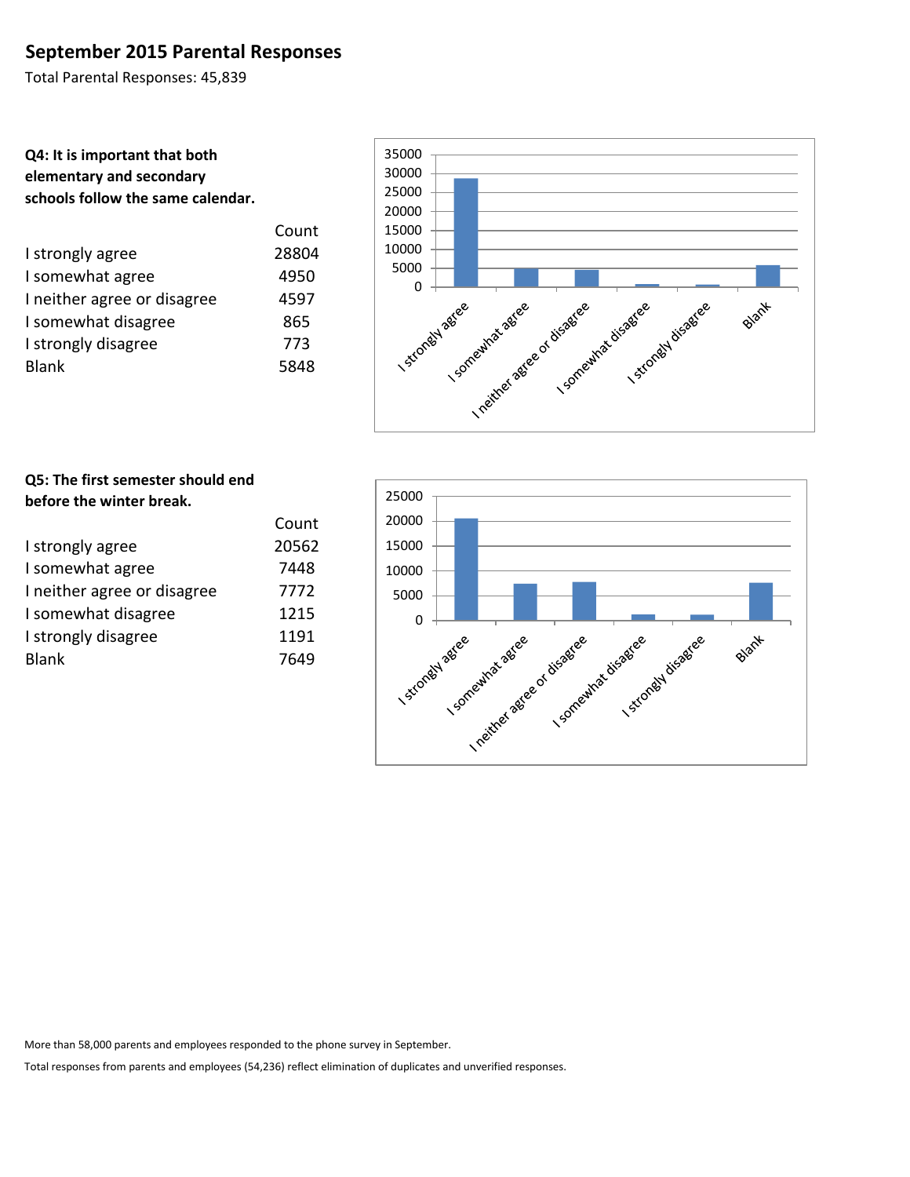# September 2015 Parental Responses

Total Parental Responses: 45,839

**Q4: It is important that both elementary and secondary schools follow the same calendar.**

| | Count |
|---|---|
| I strongly agree | 28804 |
| I somewhat agree | 4950 |
| I neither agree or disagree | 4597 |
| I somewhat disagree | 865 |
| I strongly disagree | 773 |
| Blank | 5848 |

**Q5: The first semester should end before the winter break.**

| | Count |
|---|---|
| I strongly agree | 20562 |
| I somewhat agree | 7448 |
| I neither agree or disagree | 7772 |
| I somewhat disagree | 1215 |
| I strongly disagree | 1191 |
| Blank | 7649 |

More than 58,000 parents and employees responded to the phone survey in September.

Total responses from parents and employees (54,236) reflect elimination of duplicates and unverified responses.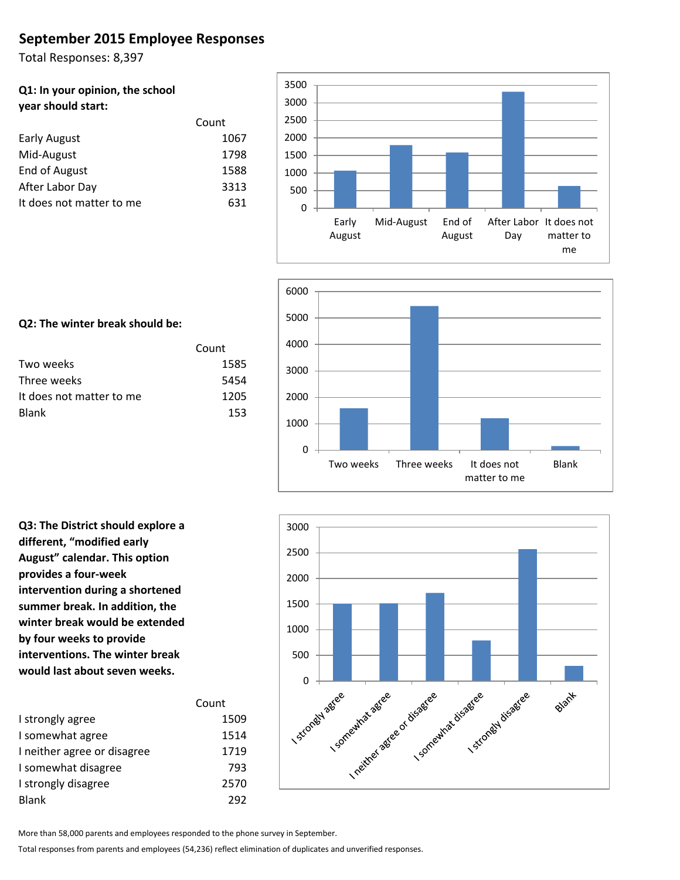## September 2015 Employee Responses

Total Responses: 8,397

**Q1: In your opinion, the school year should start:**

| | Count |
|---|---|
| Early August | 1067 |
| Mid-August | 1798 |
| End of August | 1588 |
| After Labor Day | 3313 |
| It does not matter to me | 631 |

**Q2: The winter break should be:**

| | Count |
|---|---|
| Two weeks | 1585 |
| Three weeks | 5454 |
| It does not matter to me | 1205 |
| Blank | 153 |

**Q3: The District should explore a different, "modified early August" calendar. This option provides a four-week intervention during a shortened summer break. In addition, the winter break would be extended by four weeks to provide interventions. The winter break would last about seven weeks.**

| | Count |
|---|---|
| I strongly agree | 1509 |
| I somewhat agree | 1514 |
| I neither agree or disagree | 1719 |
| I somewhat disagree | 793 |
| I strongly disagree | 2570 |
| Blank | 292 |

More than 58,000 parents and employees responded to the phone survey in September.

Total responses from parents and employees (54,236) reflect elimination of duplicates and unverified responses.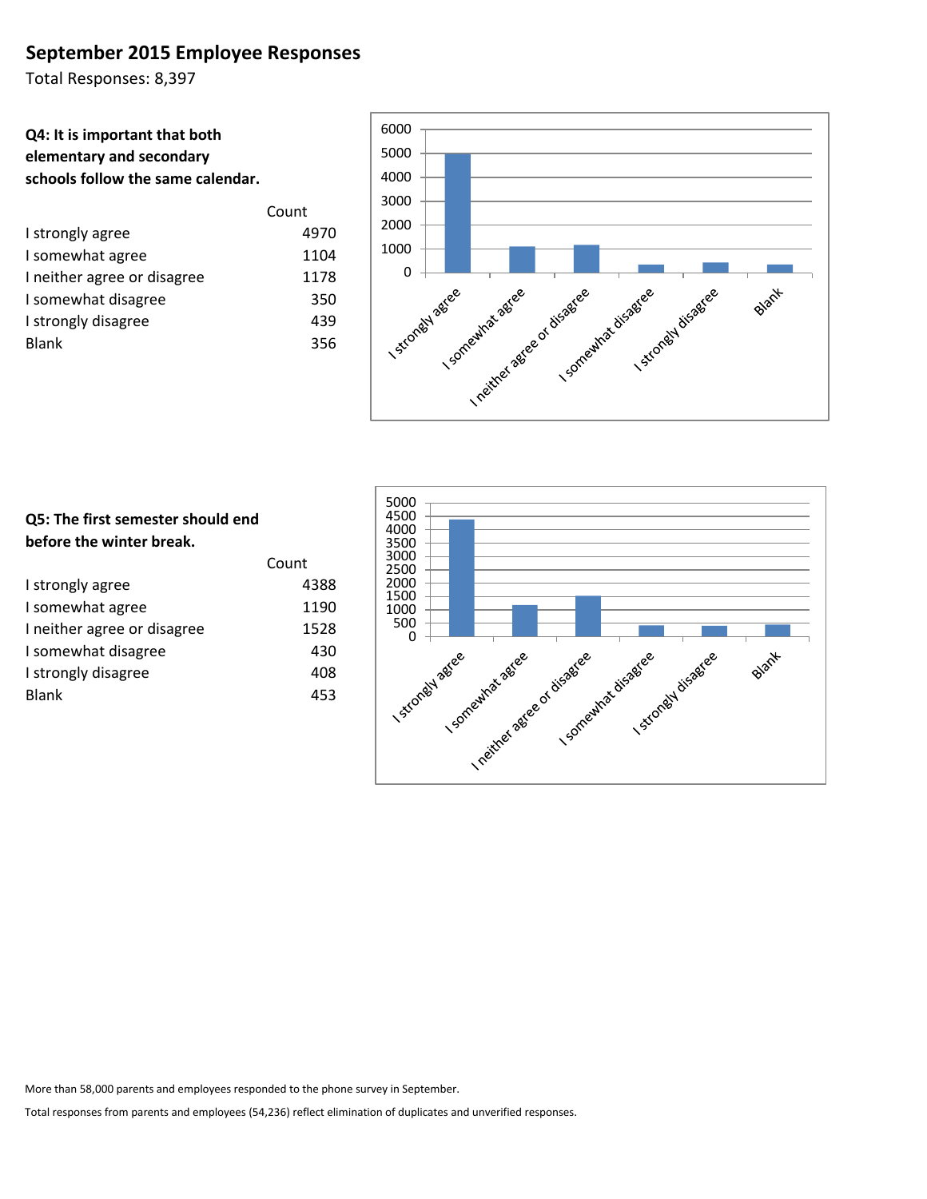# September 2015 Employee Responses

Total Responses: 8,397

**Q4: It is important that both elementary and secondary schools follow the same calendar.**

| | Count |
|---|---|
| I strongly agree | 4970 |
| I somewhat agree | 1104 |
| I neither agree or disagree | 1178 |
| I somewhat disagree | 350 |
| I strongly disagree | 439 |
| Blank | 356 |

6000
5000
4000
3000
2000
1000
0

I strongly agree
I somewhat agree
I neither agree or disagree
I somewhat disagree
I strongly disagree
Blank

**Q5: The first semester should end before the winter break.**

| | Count |
|---|---|
| I strongly agree | 4388 |
| I somewhat agree | 1190 |
| I neither agree or disagree | 1528 |
| I somewhat disagree | 430 |
| I strongly disagree | 408 |
| Blank | 453 |

5000
4500
4000
3500
3000
2500
2000
1500
1000
500
0

I strongly agree
I somewhat agree
I neither agree or disagree
I somewhat disagree
I strongly disagree
Blank

More than 58,000 parents and employees responded to the phone survey in September.

Total responses from parents and employees (54,236) reflect elimination of duplicates and unverified responses.